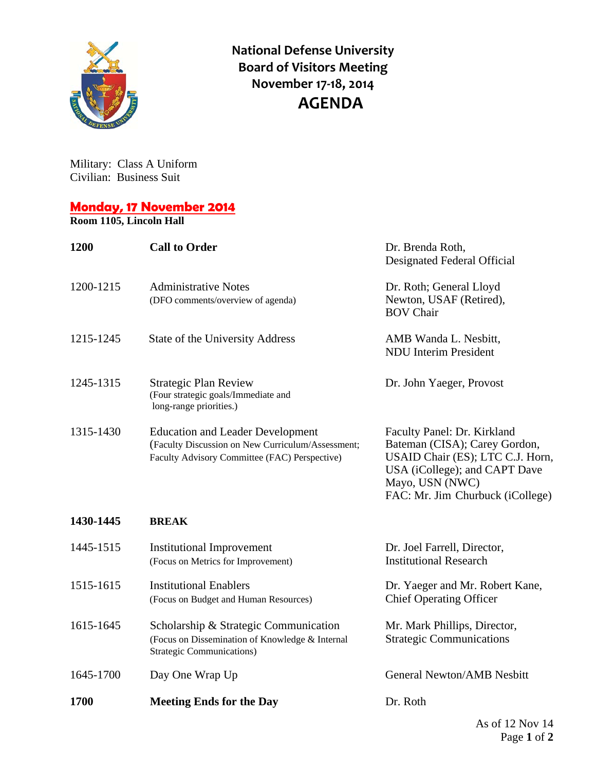# National Defense University Board of Visitors Meeting November 17-18, 2014 AGENDA

Military: Class A Uniform
Civilian: Business Suit

## Monday, 17 November 2014

**Room 1105, Lincoln Hall**

| Time | Item | Presenter |
|---|---|---|
| **1200** | **Call to Order** | Dr. Brenda Roth, Designated Federal Official |
| 1200-1215 | Administrative Notes (DFO comments/overview of agenda) | Dr. Roth; General Lloyd Newton, USAF (Retired), BOV Chair |
| 1215-1245 | State of the University Address | AMB Wanda L. Nesbitt, NDU Interim President |
| 1245-1315 | Strategic Plan Review (Four strategic goals/Immediate and long-range priorities.) | Dr. John Yaeger, Provost |
| 1315-1430 | Education and Leader Development (Faculty Discussion on New Curriculum/Assessment; Faculty Advisory Committee (FAC) Perspective) | Faculty Panel: Dr. Kirkland Bateman (CISA); Carey Gordon, USAID Chair (ES); LTC C.J. Horn, USA (iCollege); and CAPT Dave Mayo, USN (NWC) FAC: Mr. Jim Churbuck (iCollege) |
| **1430-1445** | **BREAK** | |
| 1445-1515 | Institutional Improvement (Focus on Metrics for Improvement) | Dr. Joel Farrell, Director, Institutional Research |
| 1515-1615 | Institutional Enablers (Focus on Budget and Human Resources) | Dr. Yaeger and Mr. Robert Kane, Chief Operating Officer |
| 1615-1645 | Scholarship & Strategic Communication (Focus on Dissemination of Knowledge & Internal Strategic Communications) | Mr. Mark Phillips, Director, Strategic Communications |
| 1645-1700 | Day One Wrap Up | General Newton/AMB Nesbitt |
| **1700** | **Meeting Ends for the Day** | Dr. Roth |

As of 12 Nov 14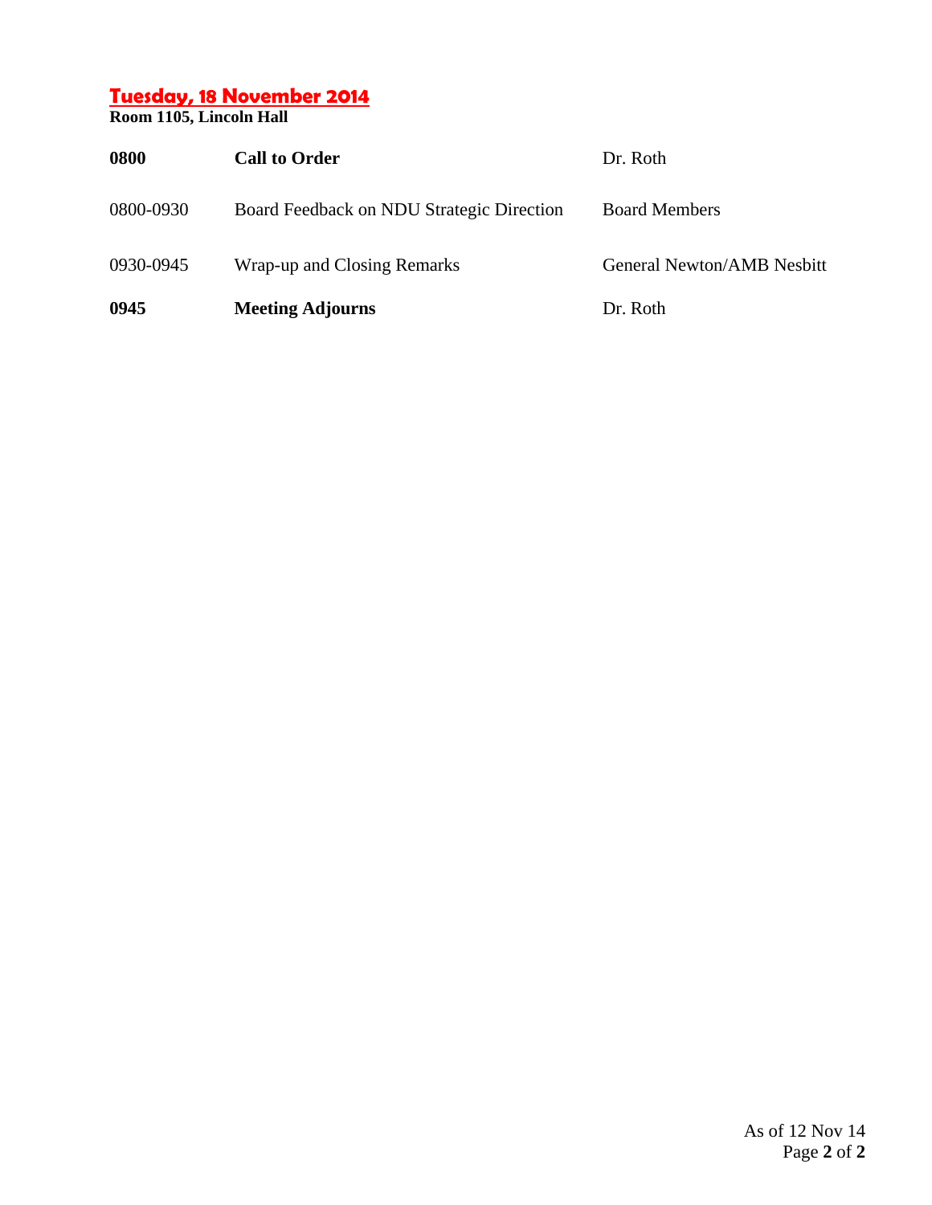## **Tuesday, 18 November 2014**

**Room 1105, Lincoln Hall**

| | | |
|---|---|---|
| **0800** | **Call to Order** | Dr. Roth |
| 0800-0930 | Board Feedback on NDU Strategic Direction | Board Members |
| 0930-0945 | Wrap-up and Closing Remarks | General Newton/AMB Nesbitt |
| **0945** | **Meeting Adjourns** | Dr. Roth |

As of 12 Nov 14